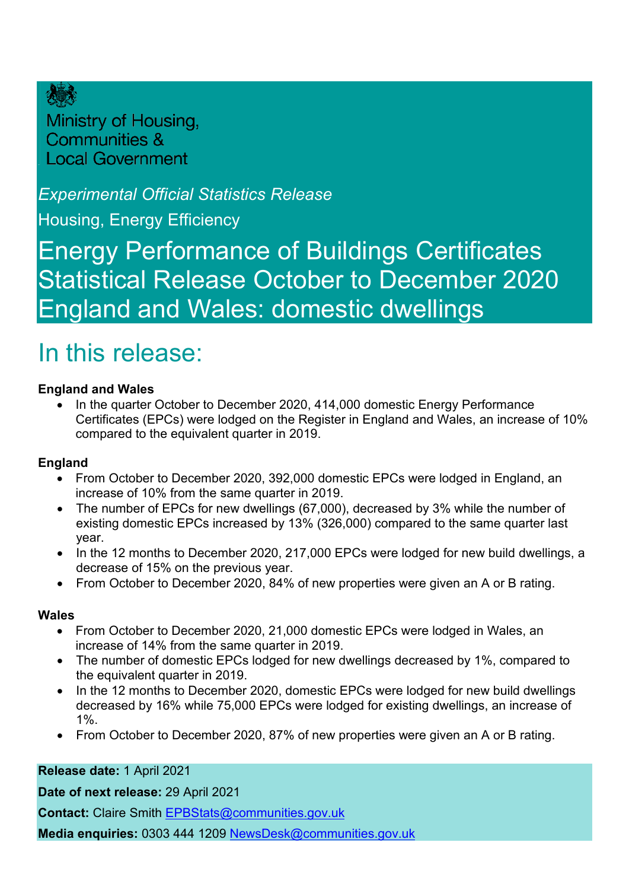Ministry of Housing, Communities & Local Government

*Experimental Official Statistics Release*

Housing, Energy Efficiency

# Energy Performance of Buildings Certificates Statistical Release October to December 2020 England and Wales: domestic dwellings

## In this release:

**England and Wales**

- In the quarter October to December 2020, 414,000 domestic Energy Performance Certificates (EPCs) were lodged on the Register in England and Wales, an increase of 10% compared to the equivalent quarter in 2019.

**England**

- From October to December 2020, 392,000 domestic EPCs were lodged in England, an increase of 10% from the same quarter in 2019.
- The number of EPCs for new dwellings (67,000), decreased by 3% while the number of existing domestic EPCs increased by 13% (326,000) compared to the same quarter last year.
- In the 12 months to December 2020, 217,000 EPCs were lodged for new build dwellings, a decrease of 15% on the previous year.
- From October to December 2020, 84% of new properties were given an A or B rating.

**Wales**

- From October to December 2020, 21,000 domestic EPCs were lodged in Wales, an increase of 14% from the same quarter in 2019.
- The number of domestic EPCs lodged for new dwellings decreased by 1%, compared to the equivalent quarter in 2019.
- In the 12 months to December 2020, domestic EPCs were lodged for new build dwellings decreased by 16% while 75,000 EPCs were lodged for existing dwellings, an increase of 1%.
- From October to December 2020, 87% of new properties were given an A or B rating.

**Release date:** 1 April 2021

**Date of next release:** 29 April 2021

**Contact:** Claire Smith EPBStats@communities.gov.uk

**Media enquiries:** 0303 444 1209 NewsDesk@communities.gov.uk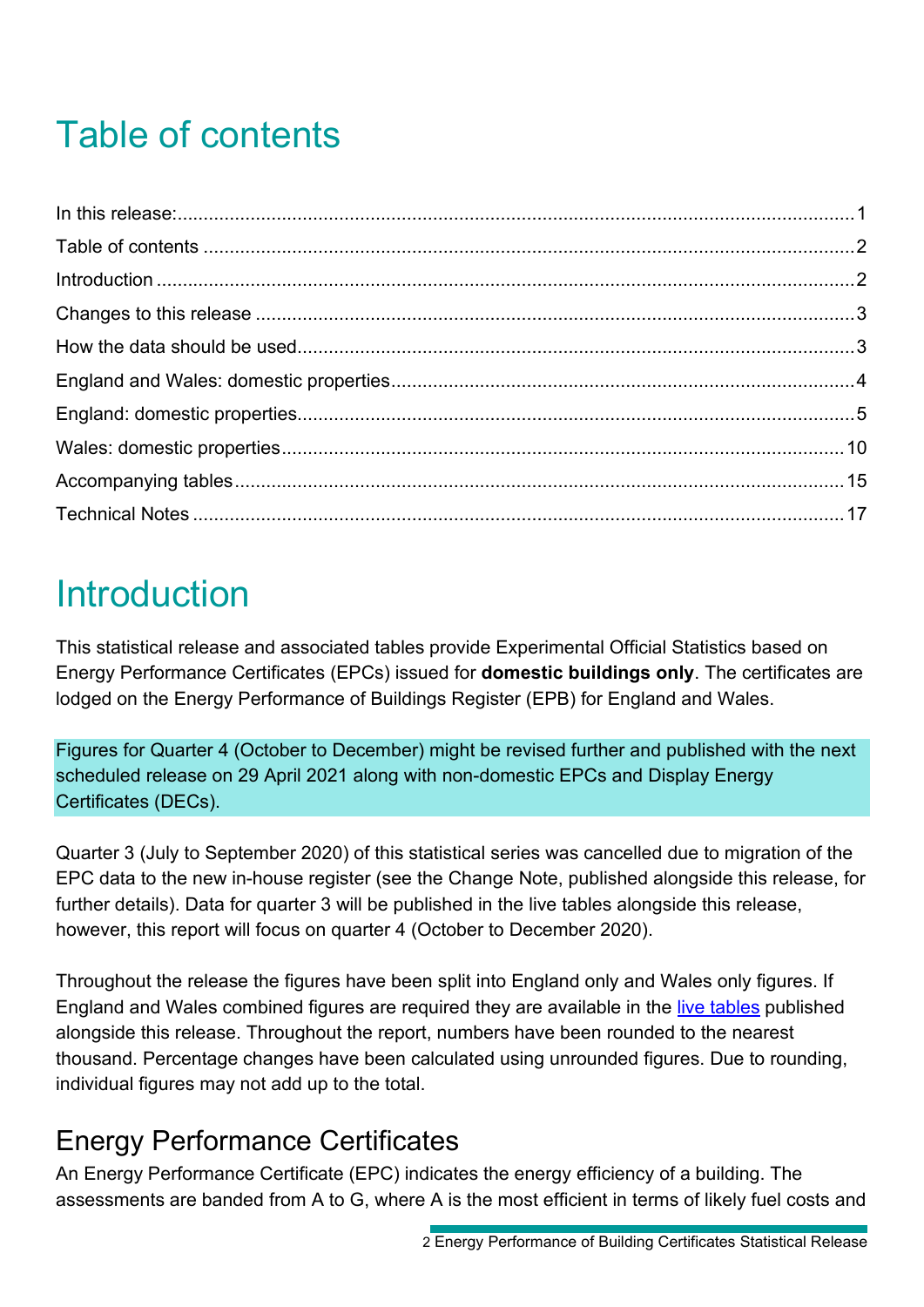# Table of contents

In this release:...1
Table of contents...2
Introduction...2
Changes to this release...3
How the data should be used...3
England and Wales: domestic properties...4
England: domestic properties...5
Wales: domestic properties...10
Accompanying tables...15
Technical Notes...17

# Introduction

This statistical release and associated tables provide Experimental Official Statistics based on Energy Performance Certificates (EPCs) issued for **domestic buildings only**. The certificates are lodged on the Energy Performance of Buildings Register (EPB) for England and Wales.

Figures for Quarter 4 (October to December) might be revised further and published with the next scheduled release on 29 April 2021 along with non-domestic EPCs and Display Energy Certificates (DECs).

Quarter 3 (July to September 2020) of this statistical series was cancelled due to migration of the EPC data to the new in-house register (see the Change Note, published alongside this release, for further details). Data for quarter 3 will be published in the live tables alongside this release, however, this report will focus on quarter 4 (October to December 2020).

Throughout the release the figures have been split into England only and Wales only figures. If England and Wales combined figures are required they are available in the live tables published alongside this release. Throughout the report, numbers have been rounded to the nearest thousand. Percentage changes have been calculated using unrounded figures. Due to rounding, individual figures may not add up to the total.

## Energy Performance Certificates

An Energy Performance Certificate (EPC) indicates the energy efficiency of a building. The assessments are banded from A to G, where A is the most efficient in terms of likely fuel costs and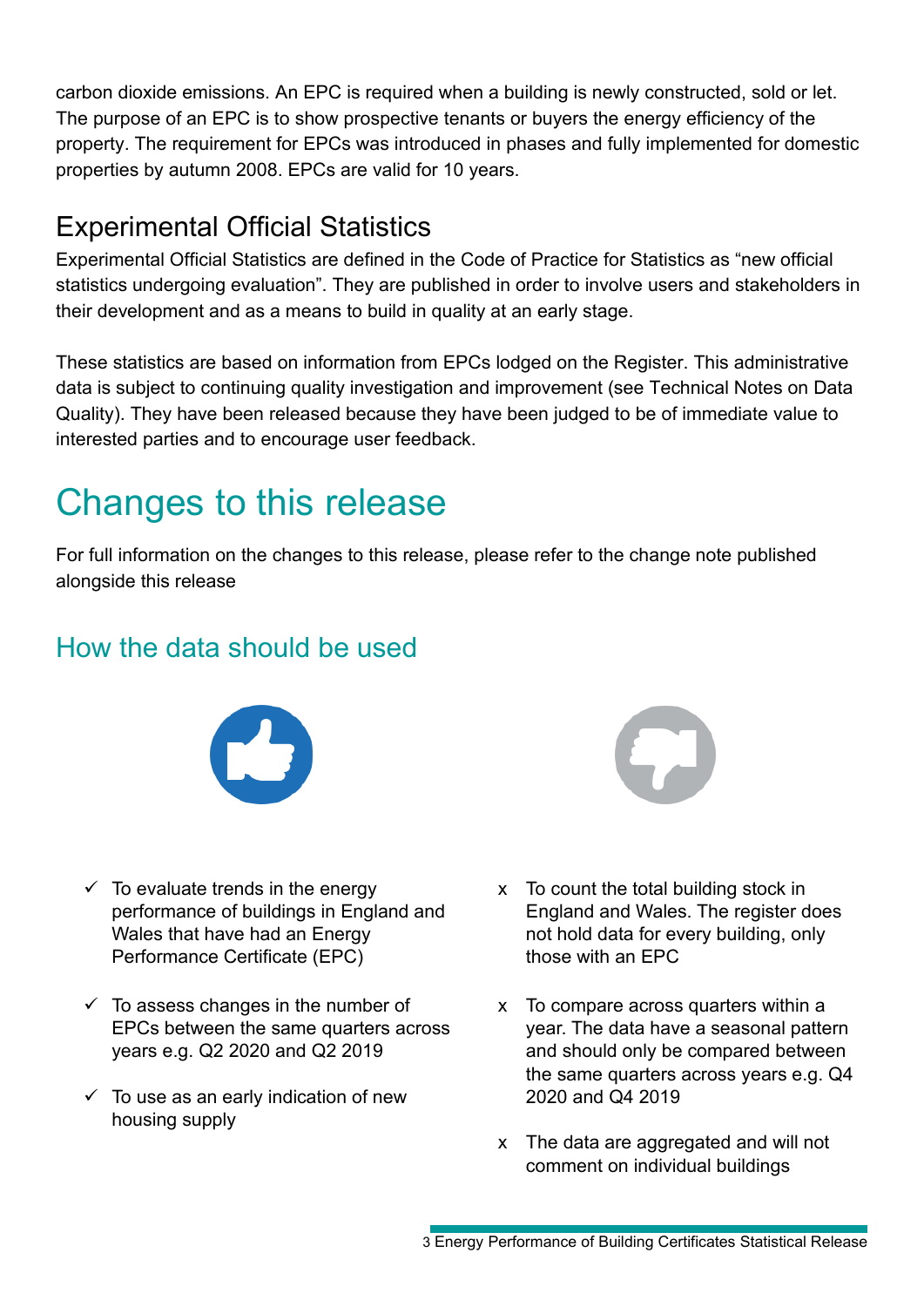carbon dioxide emissions. An EPC is required when a building is newly constructed, sold or let. The purpose of an EPC is to show prospective tenants or buyers the energy efficiency of the property. The requirement for EPCs was introduced in phases and fully implemented for domestic properties by autumn 2008. EPCs are valid for 10 years.

### Experimental Official Statistics

Experimental Official Statistics are defined in the Code of Practice for Statistics as “new official statistics undergoing evaluation”. They are published in order to involve users and stakeholders in their development and as a means to build in quality at an early stage.

These statistics are based on information from EPCs lodged on the Register. This administrative data is subject to continuing quality investigation and improvement (see Technical Notes on Data Quality). They have been released because they have been judged to be of immediate value to interested parties and to encourage user feedback.

# Changes to this release

For full information on the changes to this release, please refer to the change note published alongside this release

## How the data should be used

- ✓ To evaluate trends in the energy performance of buildings in England and Wales that have had an Energy Performance Certificate (EPC)
- ✓ To assess changes in the number of EPCs between the same quarters across years e.g. Q2 2020 and Q2 2019
- ✓ To use as an early indication of new housing supply

- x To count the total building stock in England and Wales. The register does not hold data for every building, only those with an EPC
- x To compare across quarters within a year. The data have a seasonal pattern and should only be compared between the same quarters across years e.g. Q4 2020 and Q4 2019
- x The data are aggregated and will not comment on individual buildings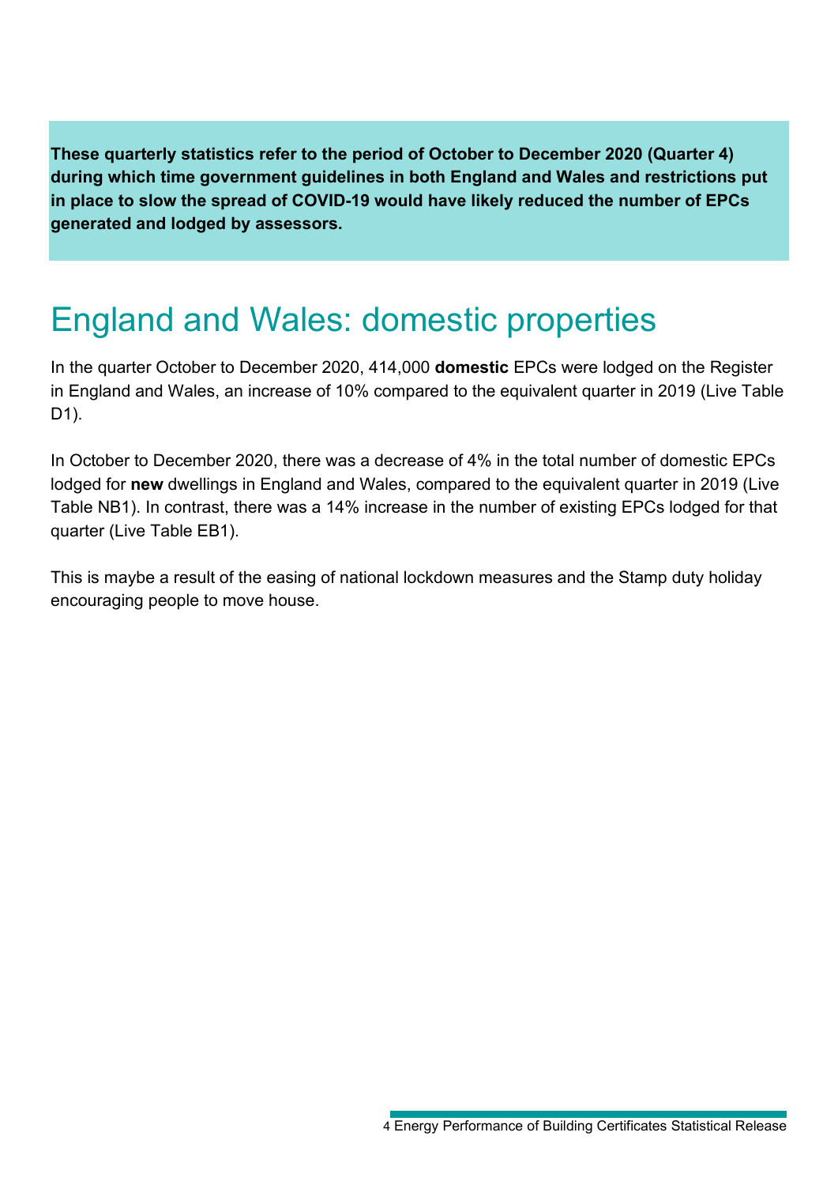**These quarterly statistics refer to the period of October to December 2020 (Quarter 4) during which time government guidelines in both England and Wales and restrictions put in place to slow the spread of COVID-19 would have likely reduced the number of EPCs generated and lodged by assessors.**

# England and Wales: domestic properties

In the quarter October to December 2020, 414,000 **domestic** EPCs were lodged on the Register in England and Wales, an increase of 10% compared to the equivalent quarter in 2019 (Live Table D1).

In October to December 2020, there was a decrease of 4% in the total number of domestic EPCs lodged for **new** dwellings in England and Wales, compared to the equivalent quarter in 2019 (Live Table NB1). In contrast, there was a 14% increase in the number of existing EPCs lodged for that quarter (Live Table EB1).

This is maybe a result of the easing of national lockdown measures and the Stamp duty holiday encouraging people to move house.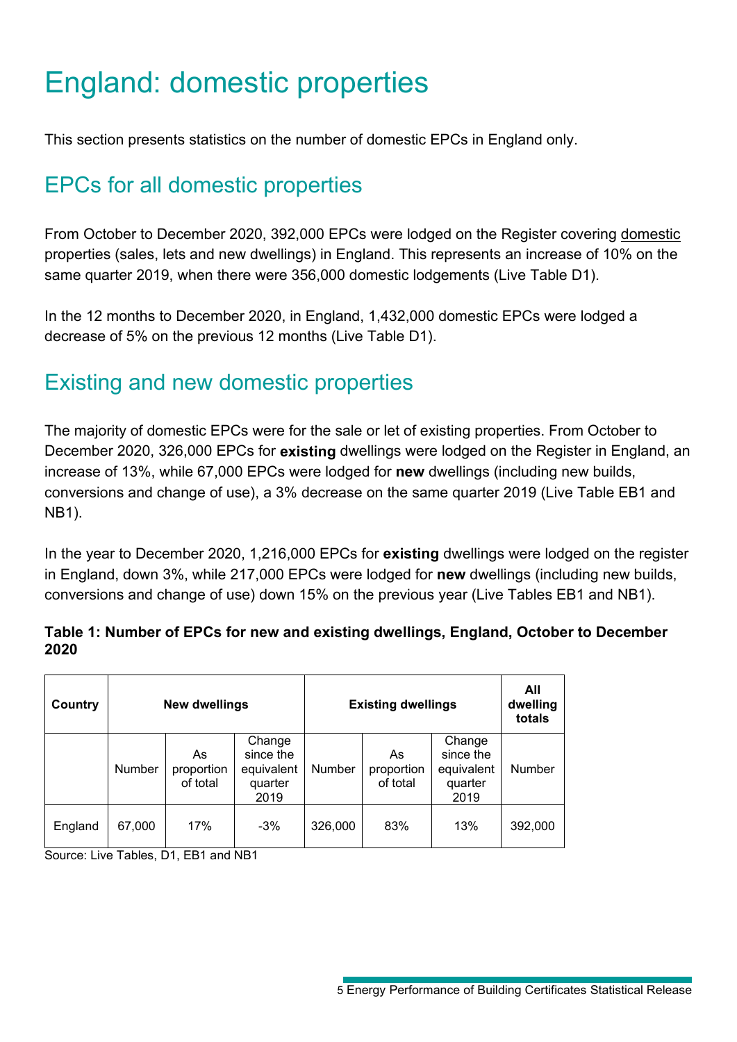# England: domestic properties

This section presents statistics on the number of domestic EPCs in England only.

## EPCs for all domestic properties

From October to December 2020, 392,000 EPCs were lodged on the Register covering domestic properties (sales, lets and new dwellings) in England. This represents an increase of 10% on the same quarter 2019, when there were 356,000 domestic lodgements (Live Table D1).

In the 12 months to December 2020, in England, 1,432,000 domestic EPCs were lodged a decrease of 5% on the previous 12 months (Live Table D1).

## Existing and new domestic properties

The majority of domestic EPCs were for the sale or let of existing properties. From October to December 2020, 326,000 EPCs for **existing** dwellings were lodged on the Register in England, an increase of 13%, while 67,000 EPCs were lodged for **new** dwellings (including new builds, conversions and change of use), a 3% decrease on the same quarter 2019 (Live Table EB1 and NB1).

In the year to December 2020, 1,216,000 EPCs for **existing** dwellings were lodged on the register in England, down 3%, while 217,000 EPCs were lodged for **new** dwellings (including new builds, conversions and change of use) down 15% on the previous year (Live Tables EB1 and NB1).

**Table 1: Number of EPCs for new and existing dwellings, England, October to December 2020**

| Country | New dwellings | | | Existing dwellings | | | All dwelling totals |
|---|---|---|---|---|---|---|---|
| | Number | As proportion of total | Change since the equivalent quarter 2019 | Number | As proportion of total | Change since the equivalent quarter 2019 | Number |
| England | 67,000 | 17% | -3% | 326,000 | 83% | 13% | 392,000 |

Source: Live Tables, D1, EB1 and NB1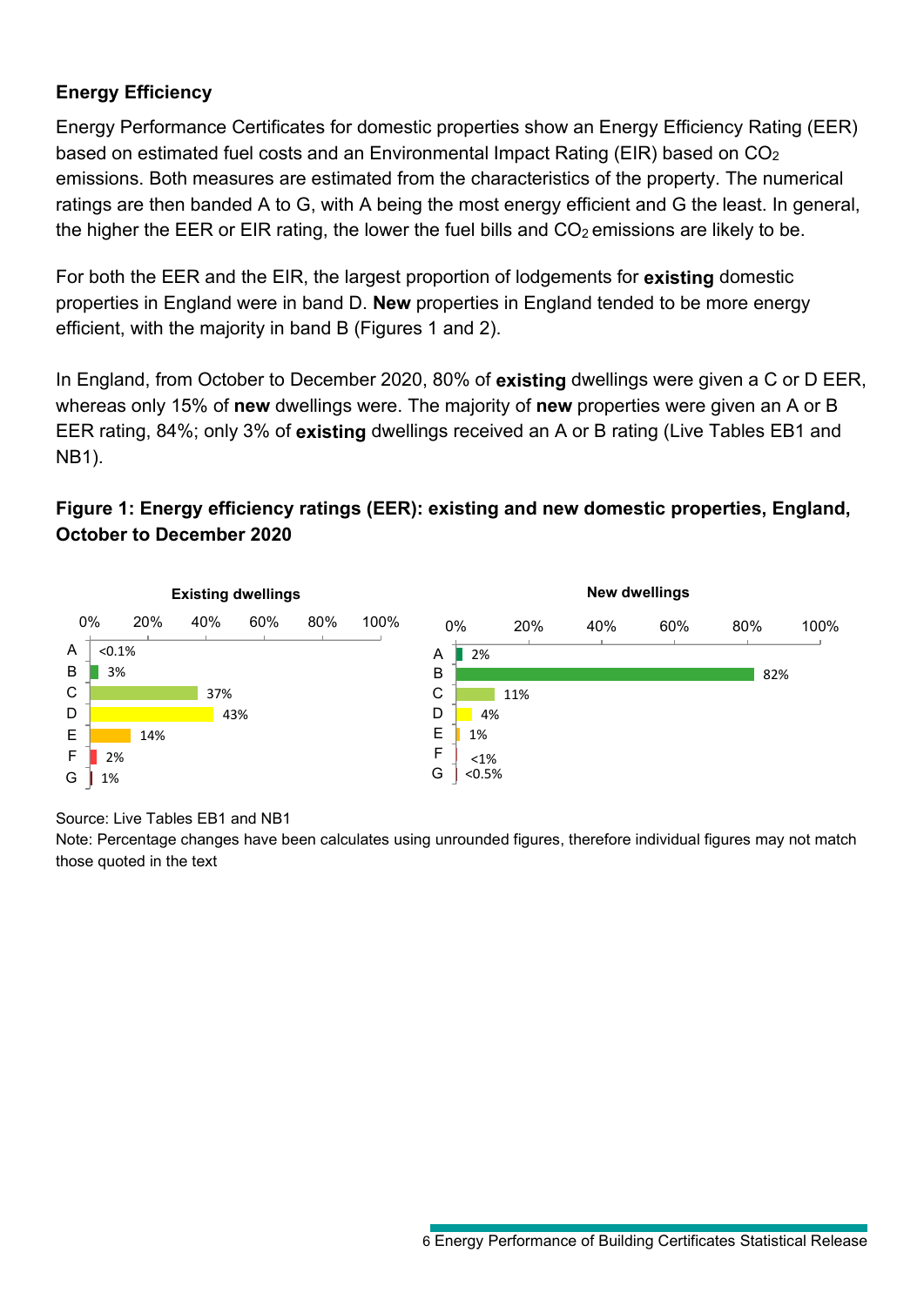## Energy Efficiency

Energy Performance Certificates for domestic properties show an Energy Efficiency Rating (EER) based on estimated fuel costs and an Environmental Impact Rating (EIR) based on $CO_2$ emissions. Both measures are estimated from the characteristics of the property. The numerical ratings are then banded A to G, with A being the most energy efficient and G the least. In general, the higher the EER or EIR rating, the lower the fuel bills and $CO_2$ emissions are likely to be.

For both the EER and the EIR, the largest proportion of lodgements for **existing** domestic properties in England were in band D. **New** properties in England tended to be more energy efficient, with the majority in band B (Figures 1 and 2).

In England, from October to December 2020, 80% of **existing** dwellings were given a C or D EER, whereas only 15% of **new** dwellings were. The majority of **new** properties were given an A or B EER rating, 84%; only 3% of **existing** dwellings received an A or B rating (Live Tables EB1 and NB1).

### Figure 1: Energy efficiency ratings (EER): existing and new domestic properties, England, October to December 2020

| Band | Existing dwellings | New dwellings |
| --- | --- | --- |
| A | <0.1% | 2% |
| B | 3% | 82% |
| C | 37% | 11% |
| D | 43% | 4% |
| E | 14% | 1% |
| F | 2% | <1% |
| G | 1% | <0.5% |

Source: Live Tables EB1 and NB1

Note: Percentage changes have been calculates using unrounded figures, therefore individual figures may not match those quoted in the text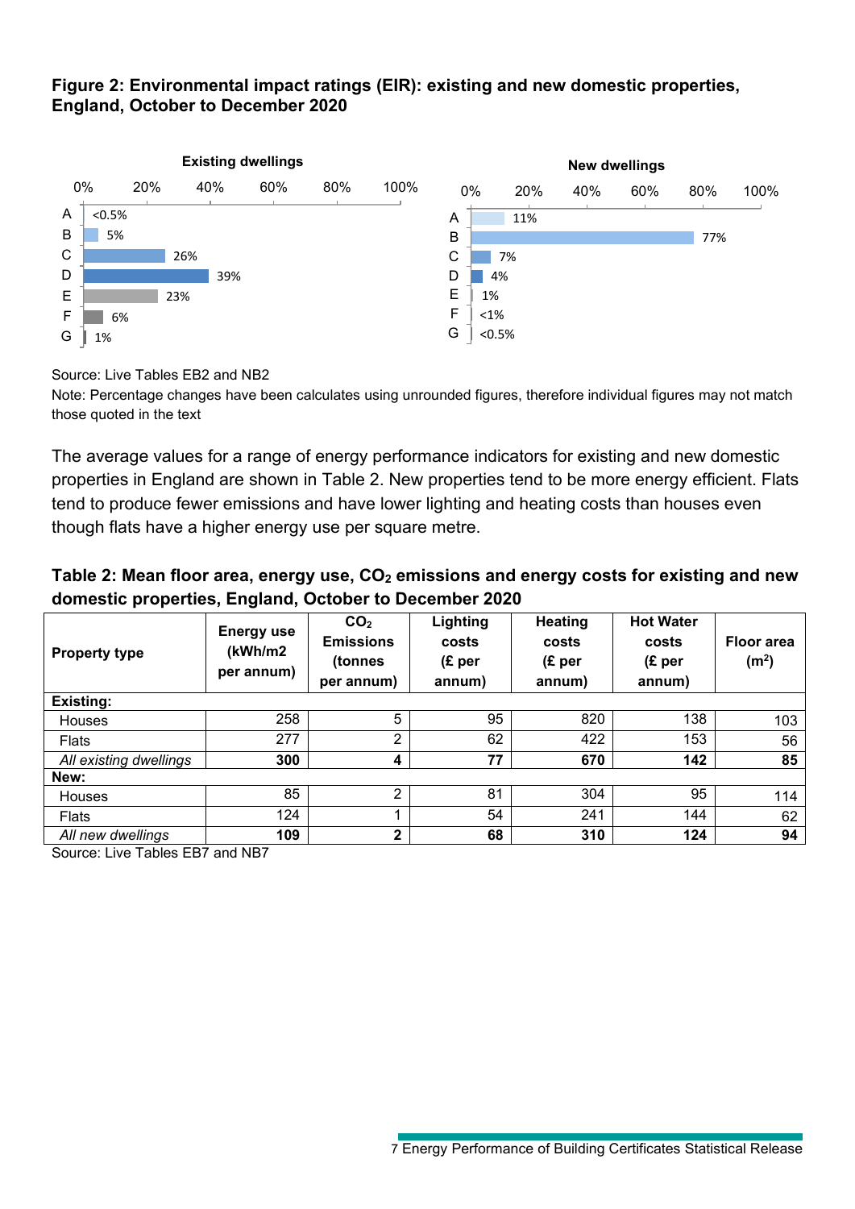**Figure 2: Environmental impact ratings (EIR): existing and new domestic properties, England, October to December 2020**

**Existing dwellings**

| Rating | % |
|---|---|
| A | <0.5% |
| B | 5% |
| C | 26% |
| D | 39% |
| E | 23% |
| F | 6% |
| G | 1% |

**New dwellings**

| Rating | % |
|---|---|
| A | 11% |
| B | 77% |
| C | 7% |
| D | 4% |
| E | 1% |
| F | <1% |
| G | <0.5% |

Source: Live Tables EB2 and NB2

Note: Percentage changes have been calculates using unrounded figures, therefore individual figures may not match those quoted in the text

The average values for a range of energy performance indicators for existing and new domestic properties in England are shown in Table 2. New properties tend to be more energy efficient. Flats tend to produce fewer emissions and have lower lighting and heating costs than houses even though flats have a higher energy use per square metre.

**Table 2: Mean floor area, energy use, $CO_2$ emissions and energy costs for existing and new domestic properties, England, October to December 2020**

| Property type | Energy use (kWh/m2 per annum) | $CO_2$ Emissions (tonnes per annum) | Lighting costs (£ per annum) | Heating costs (£ per annum) | Hot Water costs (£ per annum) | Floor area ($m^2$) |
|---|---|---|---|---|---|---|
| **Existing:** | | | | | | |
| Houses | 258 | 5 | 95 | 820 | 138 | 103 |
| Flats | 277 | 2 | 62 | 422 | 153 | 56 |
| *All existing dwellings* | **300** | **4** | **77** | **670** | **142** | **85** |
| **New:** | | | | | | |
| Houses | 85 | 2 | 81 | 304 | 95 | 114 |
| Flats | 124 | 1 | 54 | 241 | 144 | 62 |
| *All new dwellings* | **109** | **2** | **68** | **310** | **124** | **94** |

Source: Live Tables EB7 and NB7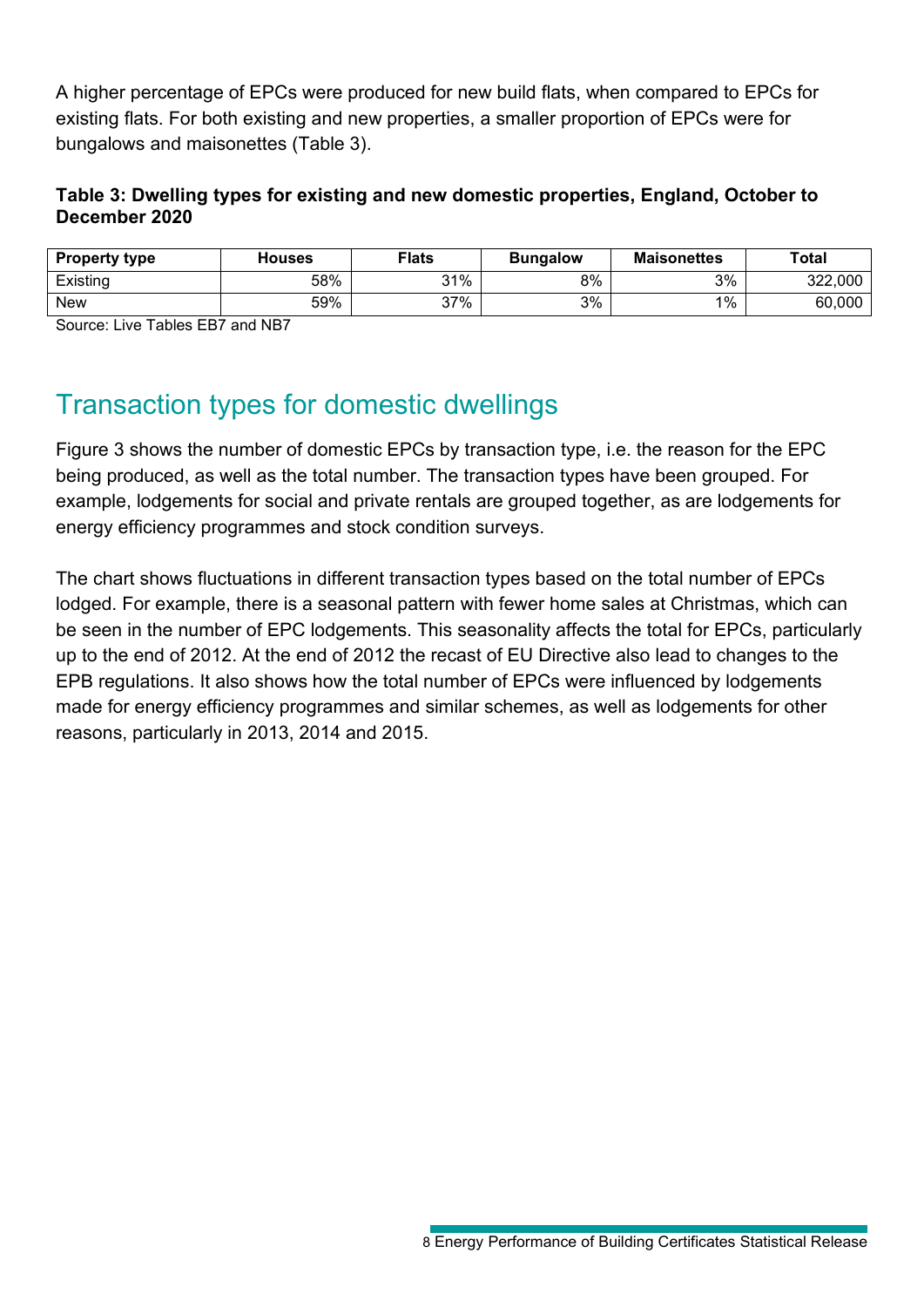A higher percentage of EPCs were produced for new build flats, when compared to EPCs for existing flats. For both existing and new properties, a smaller proportion of EPCs were for bungalows and maisonettes (Table 3).

**Table 3: Dwelling types for existing and new domestic properties, England, October to December 2020**

| Property type | Houses | Flats | Bungalow | Maisonettes | Total |
|---|---|---|---|---|---|
| Existing | 58% | 31% | 8% | 3% | 322,000 |
| New | 59% | 37% | 3% | 1% | 60,000 |

Source: Live Tables EB7 and NB7

## Transaction types for domestic dwellings

Figure 3 shows the number of domestic EPCs by transaction type, i.e. the reason for the EPC being produced, as well as the total number. The transaction types have been grouped. For example, lodgements for social and private rentals are grouped together, as are lodgements for energy efficiency programmes and stock condition surveys.

The chart shows fluctuations in different transaction types based on the total number of EPCs lodged. For example, there is a seasonal pattern with fewer home sales at Christmas, which can be seen in the number of EPC lodgements. This seasonality affects the total for EPCs, particularly up to the end of 2012. At the end of 2012 the recast of EU Directive also lead to changes to the EPB regulations. It also shows how the total number of EPCs were influenced by lodgements made for energy efficiency programmes and similar schemes, as well as lodgements for other reasons, particularly in 2013, 2014 and 2015.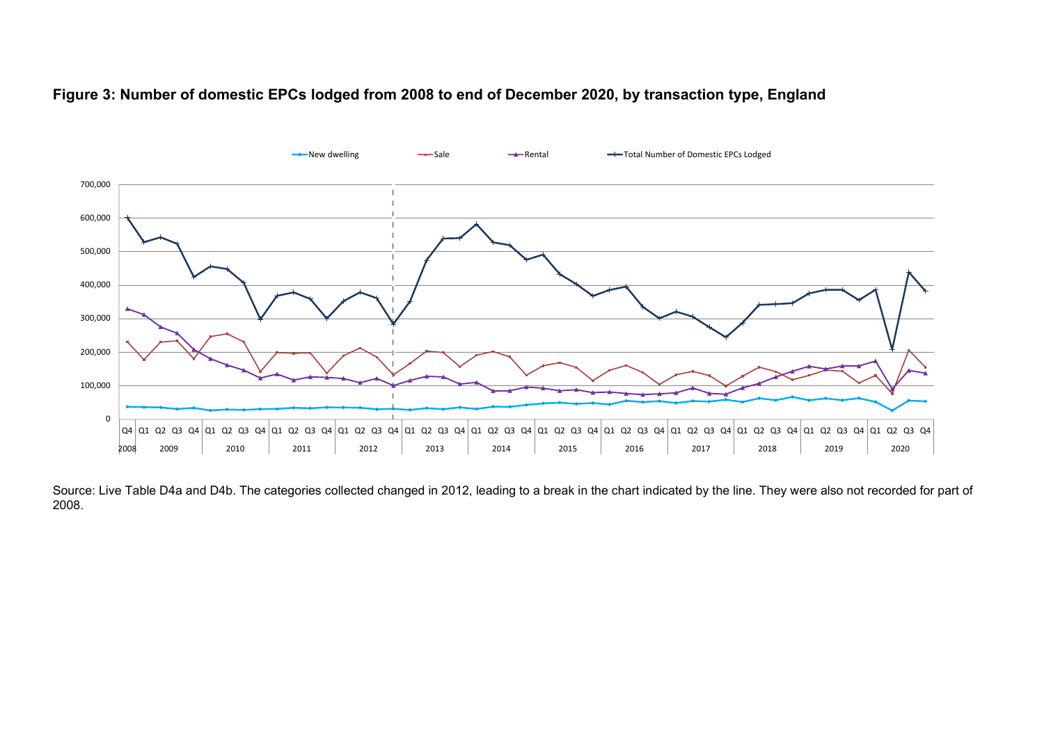**Figure 3: Number of domestic EPCs lodged from 2008 to end of December 2020, by transaction type, England**

Source: Live Table D4a and D4b. The categories collected changed in 2012, leading to a break in the chart indicated by the line. They were also not recorded for part of 2008.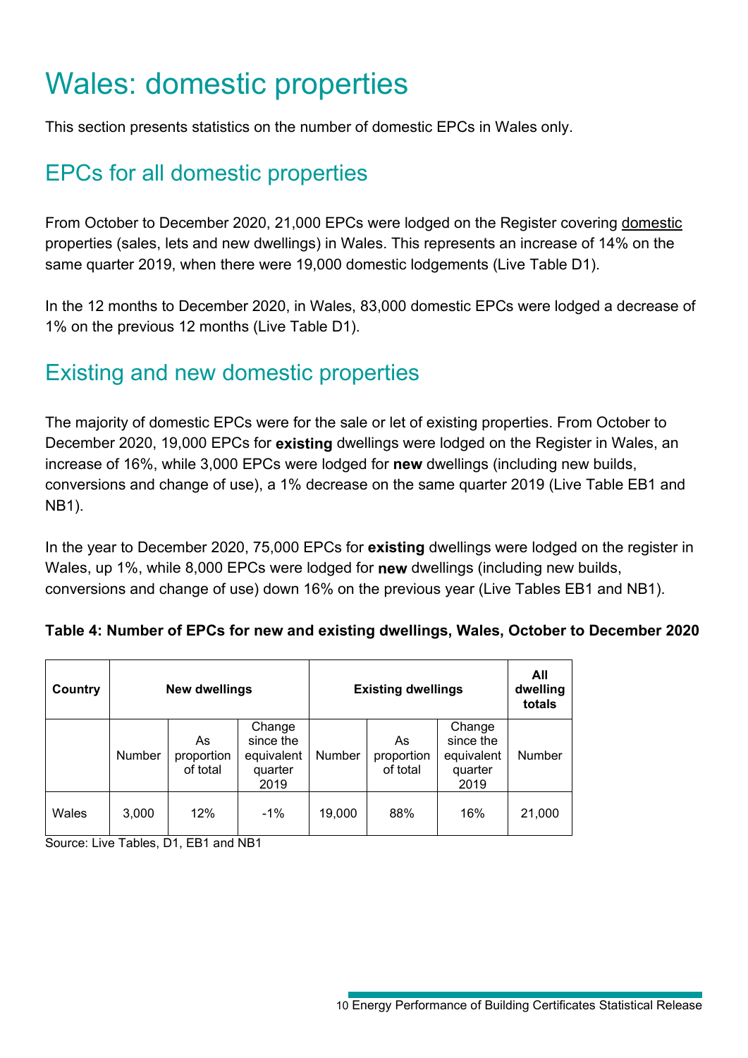# Wales: domestic properties

This section presents statistics on the number of domestic EPCs in Wales only.

## EPCs for all domestic properties

From October to December 2020, 21,000 EPCs were lodged on the Register covering domestic properties (sales, lets and new dwellings) in Wales. This represents an increase of 14% on the same quarter 2019, when there were 19,000 domestic lodgements (Live Table D1).

In the 12 months to December 2020, in Wales, 83,000 domestic EPCs were lodged a decrease of 1% on the previous 12 months (Live Table D1).

## Existing and new domestic properties

The majority of domestic EPCs were for the sale or let of existing properties. From October to December 2020, 19,000 EPCs for **existing** dwellings were lodged on the Register in Wales, an increase of 16%, while 3,000 EPCs were lodged for **new** dwellings (including new builds, conversions and change of use), a 1% decrease on the same quarter 2019 (Live Table EB1 and NB1).

In the year to December 2020, 75,000 EPCs for **existing** dwellings were lodged on the register in Wales, up 1%, while 8,000 EPCs were lodged for **new** dwellings (including new builds, conversions and change of use) down 16% on the previous year (Live Tables EB1 and NB1).

**Table 4: Number of EPCs for new and existing dwellings, Wales, October to December 2020**

| Country | New dwellings | | | Existing dwellings | | | All dwelling totals |
|---|---|---|---|---|---|---|---|
| | Number | As proportion of total | Change since the equivalent quarter 2019 | Number | As proportion of total | Change since the equivalent quarter 2019 | Number |
| Wales | 3,000 | 12% | -1% | 19,000 | 88% | 16% | 21,000 |

Source: Live Tables, D1, EB1 and NB1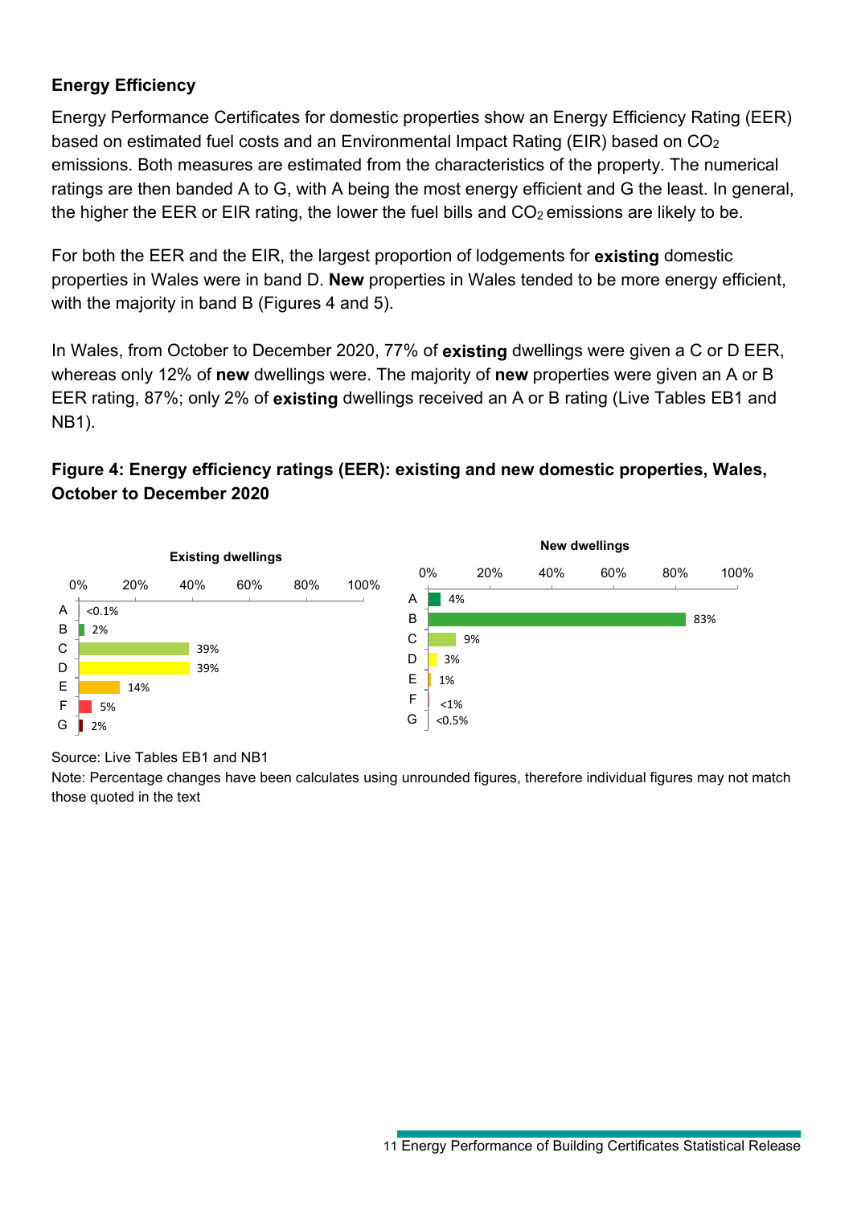## Energy Efficiency

Energy Performance Certificates for domestic properties show an Energy Efficiency Rating (EER) based on estimated fuel costs and an Environmental Impact Rating (EIR) based on $CO_2$ emissions. Both measures are estimated from the characteristics of the property. The numerical ratings are then banded A to G, with A being the most energy efficient and G the least. In general, the higher the EER or EIR rating, the lower the fuel bills and $CO_2$ emissions are likely to be.

For both the EER and the EIR, the largest proportion of lodgements for **existing** domestic properties in Wales were in band D. **New** properties in Wales tended to be more energy efficient, with the majority in band B (Figures 4 and 5).

In Wales, from October to December 2020, 77% of **existing** dwellings were given a C or D EER, whereas only 12% of **new** dwellings were. The majority of **new** properties were given an A or B EER rating, 87%; only 2% of **existing** dwellings received an A or B rating (Live Tables EB1 and NB1).

### Figure 4: Energy efficiency ratings (EER): existing and new domestic properties, Wales, October to December 2020

| Band | Existing dwellings | New dwellings |
|---|---|---|
| A | <0.1% | 4% |
| B | 2% | 83% |
| C | 39% | 9% |
| D | 39% | 3% |
| E | 14% | 1% |
| F | 5% | <1% |
| G | 2% | <0.5% |

Source: Live Tables EB1 and NB1

Note: Percentage changes have been calculates using unrounded figures, therefore individual figures may not match those quoted in the text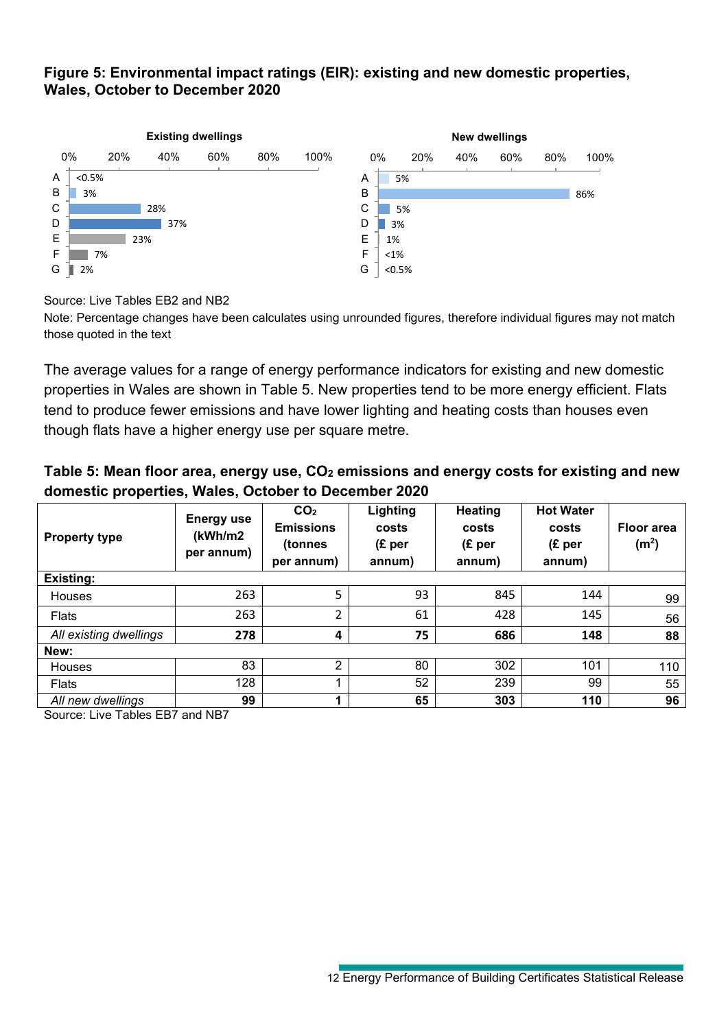**Figure 5: Environmental impact ratings (EIR): existing and new domestic properties, Wales, October to December 2020**

Existing dwellings

| Rating | % |
|---|---|
| A | <0.5% |
| B | 3% |
| C | 28% |
| D | 37% |
| E | 23% |
| F | 7% |
| G | 2% |

New dwellings

| Rating | % |
|---|---|
| A | 5% |
| B | 86% |
| C | 5% |
| D | 3% |
| E | 1% |
| F | <1% |
| G | <0.5% |

Source: Live Tables EB2 and NB2

Note: Percentage changes have been calculates using unrounded figures, therefore individual figures may not match those quoted in the text

The average values for a range of energy performance indicators for existing and new domestic properties in Wales are shown in Table 5. New properties tend to be more energy efficient. Flats tend to produce fewer emissions and have lower lighting and heating costs than houses even though flats have a higher energy use per square metre.

**Table 5: Mean floor area, energy use, $CO_2$ emissions and energy costs for existing and new domestic properties, Wales, October to December 2020**

| Property type | Energy use (kWh/m2 per annum) | $CO_2$ Emissions (tonnes per annum) | Lighting costs (£ per annum) | Heating costs (£ per annum) | Hot Water costs (£ per annum) | Floor area ($m^2$) |
|---|---|---|---|---|---|---|
| **Existing:** | | | | | | |
| Houses | 263 | 5 | 93 | 845 | 144 | 99 |
| Flats | 263 | 2 | 61 | 428 | 145 | 56 |
| *All existing dwellings* | **278** | **4** | **75** | **686** | **148** | **88** |
| **New:** | | | | | | |
| Houses | 83 | 2 | 80 | 302 | 101 | 110 |
| Flats | 128 | 1 | 52 | 239 | 99 | 55 |
| *All new dwellings* | **99** | **1** | **65** | **303** | **110** | **96** |

Source: Live Tables EB7 and NB7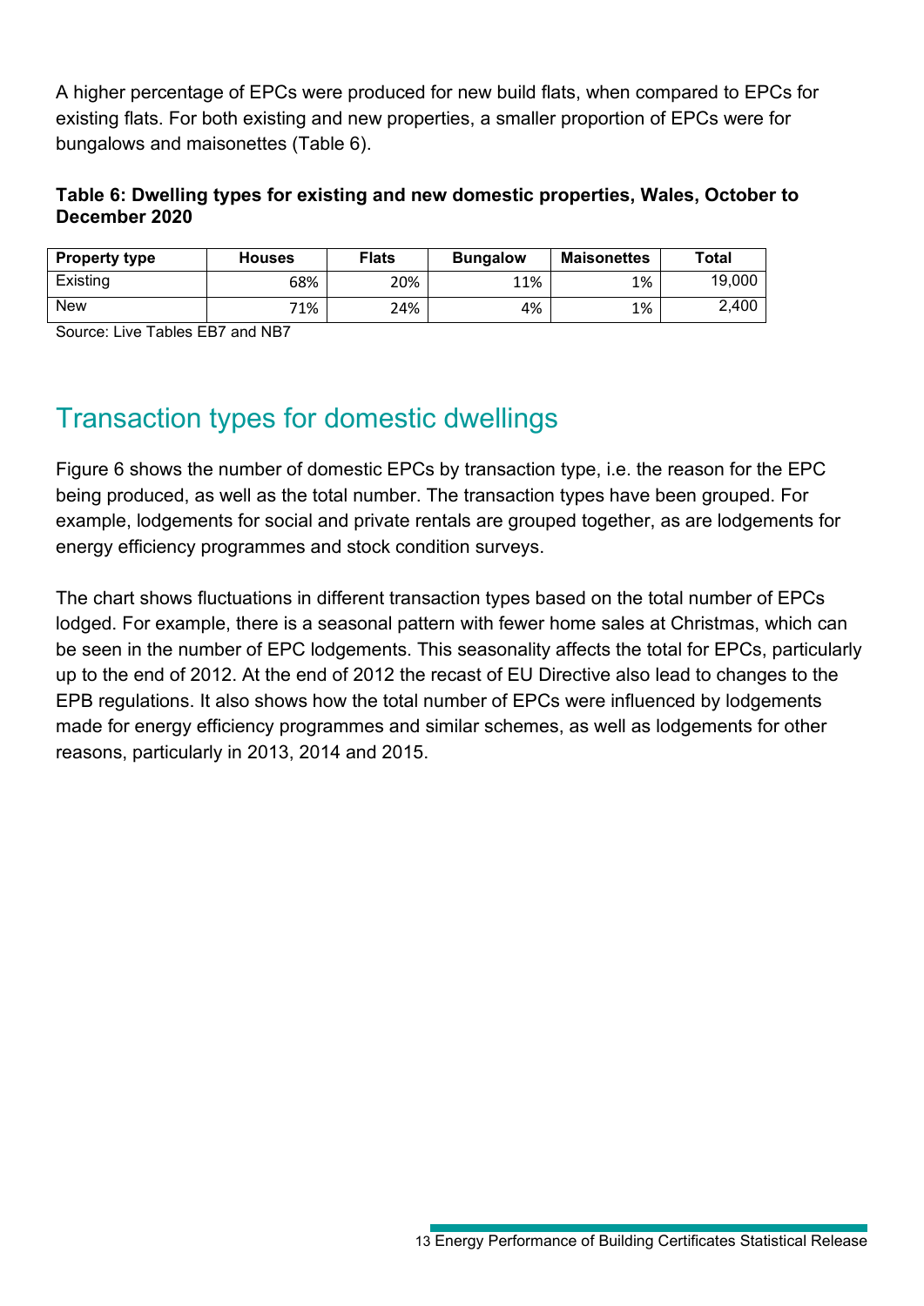A higher percentage of EPCs were produced for new build flats, when compared to EPCs for existing flats. For both existing and new properties, a smaller proportion of EPCs were for bungalows and maisonettes (Table 6).

**Table 6: Dwelling types for existing and new domestic properties, Wales, October to December 2020**

| Property type | Houses | Flats | Bungalow | Maisonettes | Total |
| --- | --- | --- | --- | --- | --- |
| Existing | 68% | 20% | 11% | 1% | 19,000 |
| New | 71% | 24% | 4% | 1% | 2,400 |

Source: Live Tables EB7 and NB7

## Transaction types for domestic dwellings

Figure 6 shows the number of domestic EPCs by transaction type, i.e. the reason for the EPC being produced, as well as the total number. The transaction types have been grouped. For example, lodgements for social and private rentals are grouped together, as are lodgements for energy efficiency programmes and stock condition surveys.

The chart shows fluctuations in different transaction types based on the total number of EPCs lodged. For example, there is a seasonal pattern with fewer home sales at Christmas, which can be seen in the number of EPC lodgements. This seasonality affects the total for EPCs, particularly up to the end of 2012. At the end of 2012 the recast of EU Directive also lead to changes to the EPB regulations. It also shows how the total number of EPCs were influenced by lodgements made for energy efficiency programmes and similar schemes, as well as lodgements for other reasons, particularly in 2013, 2014 and 2015.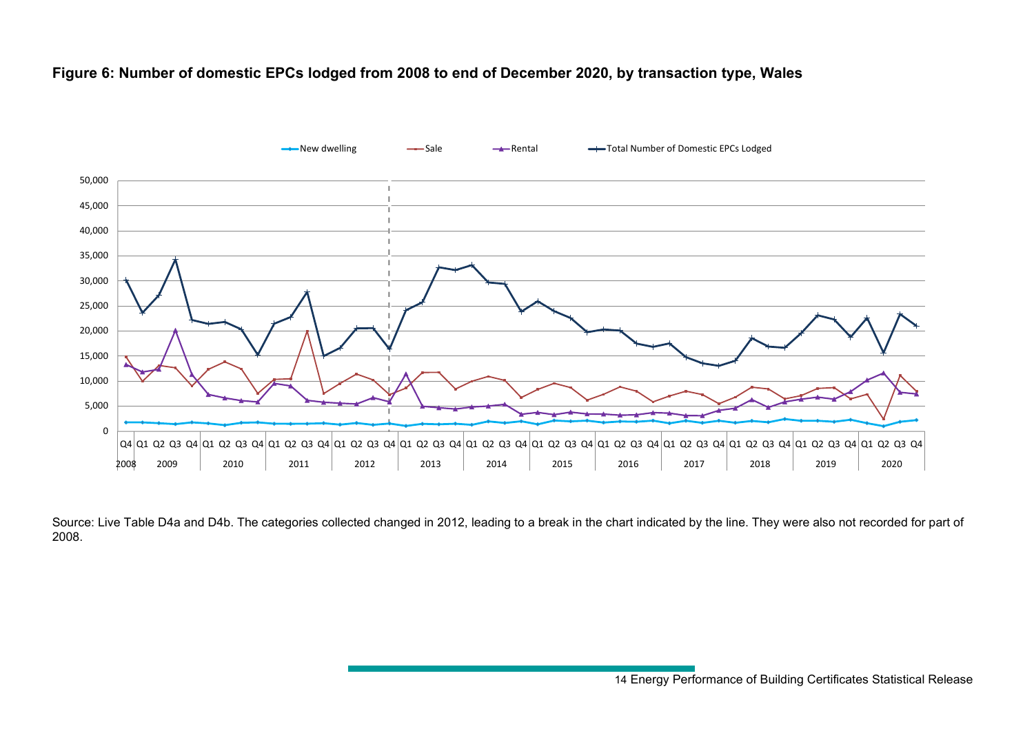**Figure 6: Number of domestic EPCs lodged from 2008 to end of December 2020, by transaction type, Wales**

Source: Live Table D4a and D4b. The categories collected changed in 2012, leading to a break in the chart indicated by the line. They were also not recorded for part of 2008.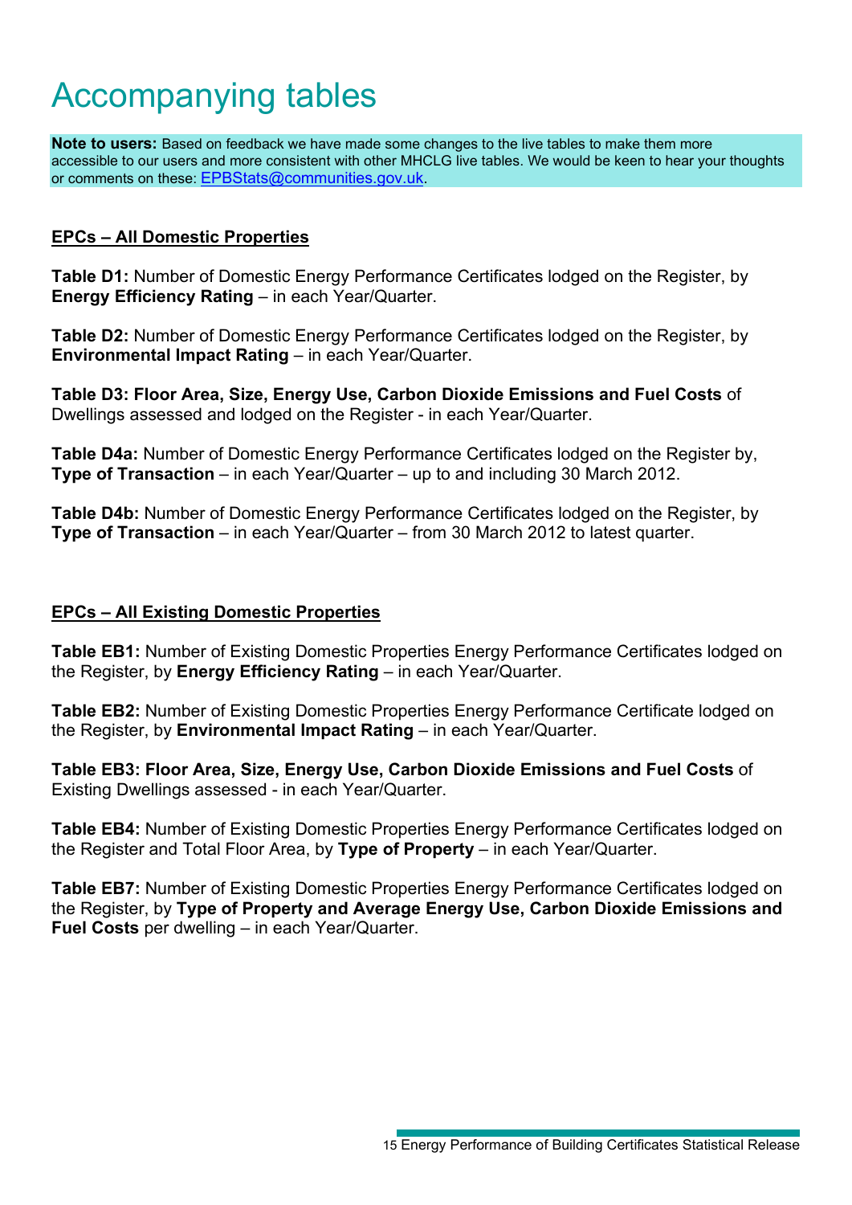# Accompanying tables

**Note to users:** Based on feedback we have made some changes to the live tables to make them more accessible to our users and more consistent with other MHCLG live tables. We would be keen to hear your thoughts or comments on these: EPBStats@communities.gov.uk.

**EPCs – All Domestic Properties**

**Table D1:** Number of Domestic Energy Performance Certificates lodged on the Register, by **Energy Efficiency Rating** – in each Year/Quarter.

**Table D2:** Number of Domestic Energy Performance Certificates lodged on the Register, by **Environmental Impact Rating** – in each Year/Quarter.

**Table D3: Floor Area, Size, Energy Use, Carbon Dioxide Emissions and Fuel Costs** of Dwellings assessed and lodged on the Register - in each Year/Quarter.

**Table D4a:** Number of Domestic Energy Performance Certificates lodged on the Register by, **Type of Transaction** – in each Year/Quarter – up to and including 30 March 2012.

**Table D4b:** Number of Domestic Energy Performance Certificates lodged on the Register, by **Type of Transaction** – in each Year/Quarter – from 30 March 2012 to latest quarter.

**EPCs – All Existing Domestic Properties**

**Table EB1:** Number of Existing Domestic Properties Energy Performance Certificates lodged on the Register, by **Energy Efficiency Rating** – in each Year/Quarter.

**Table EB2:** Number of Existing Domestic Properties Energy Performance Certificate lodged on the Register, by **Environmental Impact Rating** – in each Year/Quarter.

**Table EB3: Floor Area, Size, Energy Use, Carbon Dioxide Emissions and Fuel Costs** of Existing Dwellings assessed - in each Year/Quarter.

**Table EB4:** Number of Existing Domestic Properties Energy Performance Certificates lodged on the Register and Total Floor Area, by **Type of Property** – in each Year/Quarter.

**Table EB7:** Number of Existing Domestic Properties Energy Performance Certificates lodged on the Register, by **Type of Property and Average Energy Use, Carbon Dioxide Emissions and Fuel Costs** per dwelling – in each Year/Quarter.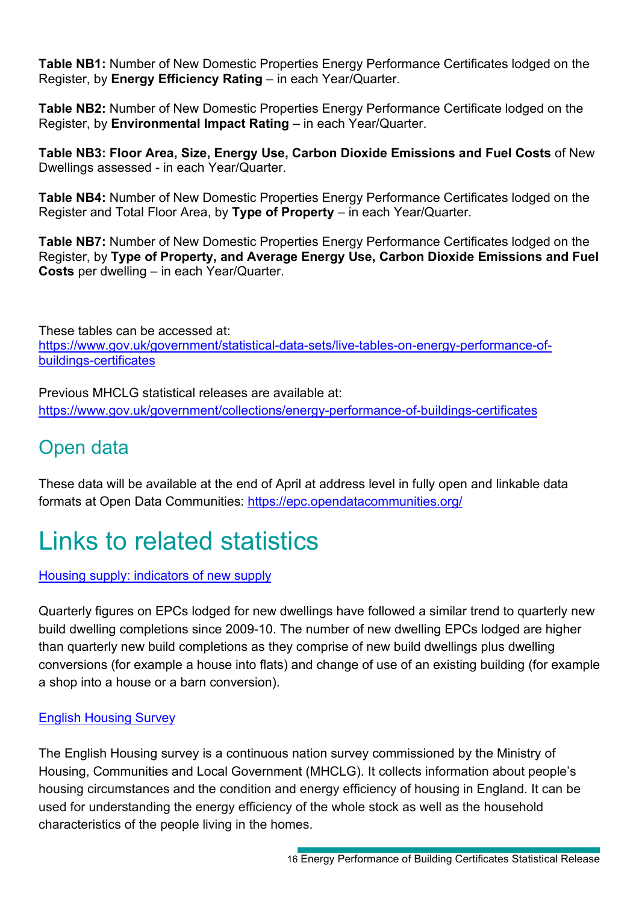**Table NB1:** Number of New Domestic Properties Energy Performance Certificates lodged on the Register, by **Energy Efficiency Rating** – in each Year/Quarter.

**Table NB2:** Number of New Domestic Properties Energy Performance Certificate lodged on the Register, by **Environmental Impact Rating** – in each Year/Quarter.

**Table NB3: Floor Area, Size, Energy Use, Carbon Dioxide Emissions and Fuel Costs** of New Dwellings assessed - in each Year/Quarter.

**Table NB4:** Number of New Domestic Properties Energy Performance Certificates lodged on the Register and Total Floor Area, by **Type of Property** – in each Year/Quarter.

**Table NB7:** Number of New Domestic Properties Energy Performance Certificates lodged on the Register, by **Type of Property, and Average Energy Use, Carbon Dioxide Emissions and Fuel Costs** per dwelling – in each Year/Quarter.

These tables can be accessed at:
[https://www.gov.uk/government/statistical-data-sets/live-tables-on-energy-performance-of-buildings-certificates](https://www.gov.uk/government/statistical-data-sets/live-tables-on-energy-performance-of-buildings-certificates)

Previous MHCLG statistical releases are available at:
[https://www.gov.uk/government/collections/energy-performance-of-buildings-certificates](https://www.gov.uk/government/collections/energy-performance-of-buildings-certificates)

## Open data

These data will be available at the end of April at address level in fully open and linkable data formats at Open Data Communities: [https://epc.opendatacommunities.org/](https://epc.opendatacommunities.org/)

# Links to related statistics

[Housing supply: indicators of new supply]

Quarterly figures on EPCs lodged for new dwellings have followed a similar trend to quarterly new build dwelling completions since 2009-10. The number of new dwelling EPCs lodged are higher than quarterly new build completions as they comprise of new build dwellings plus dwelling conversions (for example a house into flats) and change of use of an existing building (for example a shop into a house or a barn conversion).

[English Housing Survey]

The English Housing survey is a continuous nation survey commissioned by the Ministry of Housing, Communities and Local Government (MHCLG). It collects information about people's housing circumstances and the condition and energy efficiency of housing in England. It can be used for understanding the energy efficiency of the whole stock as well as the household characteristics of the people living in the homes.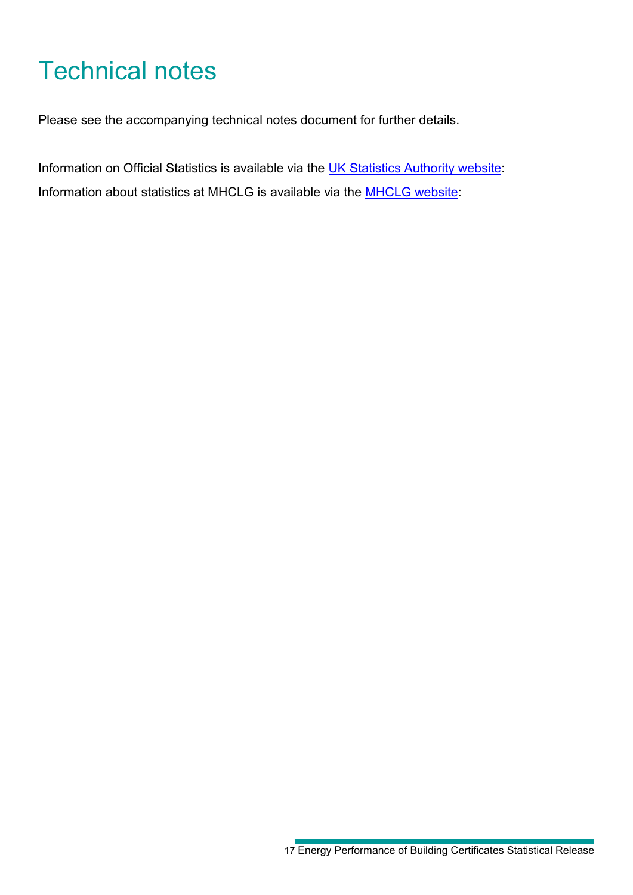# Technical notes

Please see the accompanying technical notes document for further details.

Information on Official Statistics is available via the UK Statistics Authority website:

Information about statistics at MHCLG is available via the MHCLG website: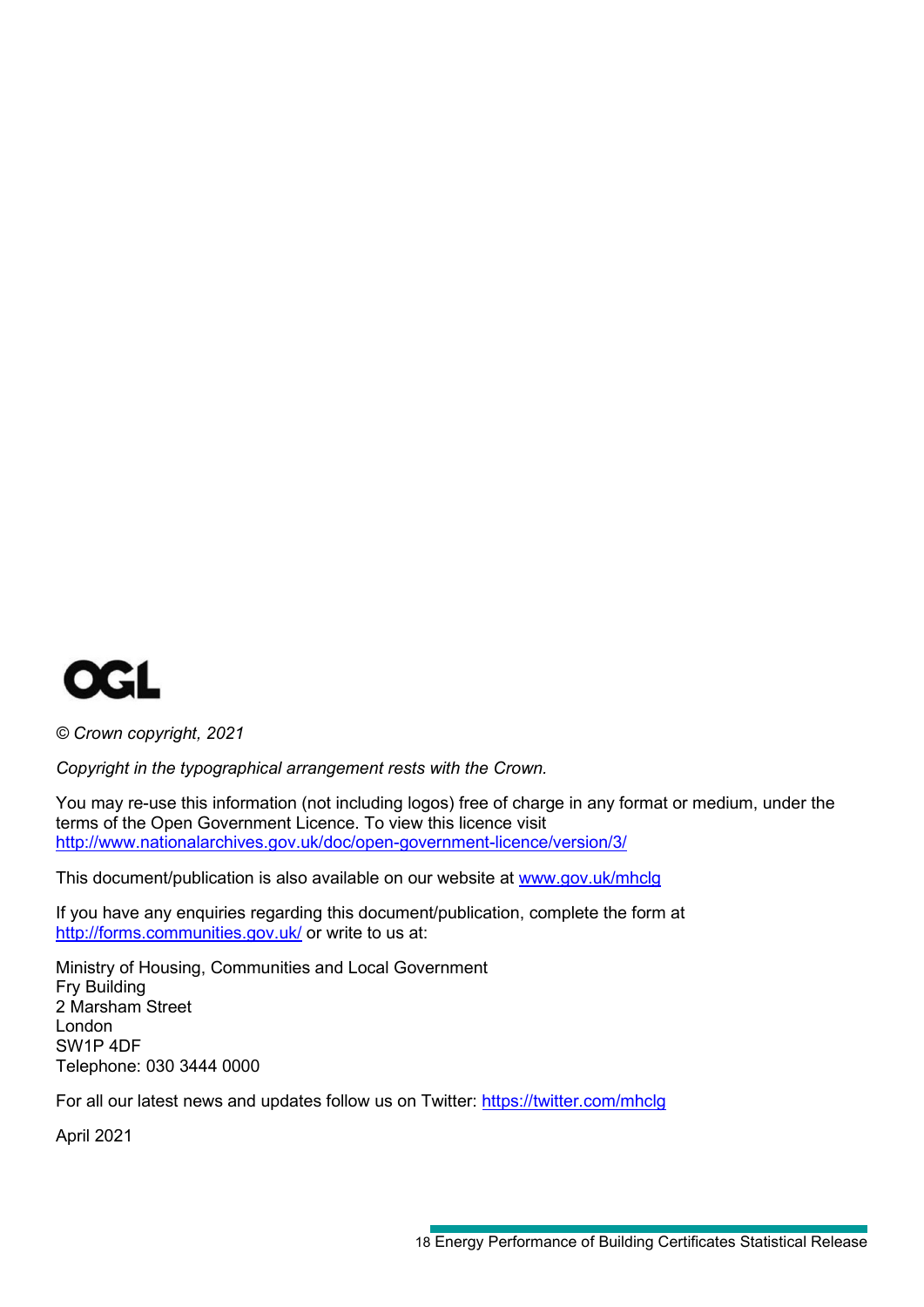OGL

*© Crown copyright, 2021*

*Copyright in the typographical arrangement rests with the Crown.*

You may re-use this information (not including logos) free of charge in any format or medium, under the terms of the Open Government Licence. To view this licence visit http://www.nationalarchives.gov.uk/doc/open-government-licence/version/3/

This document/publication is also available on our website at www.gov.uk/mhclg

If you have any enquiries regarding this document/publication, complete the form at http://forms.communities.gov.uk/ or write to us at:

Ministry of Housing, Communities and Local Government
Fry Building
2 Marsham Street
London
SW1P 4DF
Telephone: 030 3444 0000

For all our latest news and updates follow us on Twitter: https://twitter.com/mhclg

April 2021